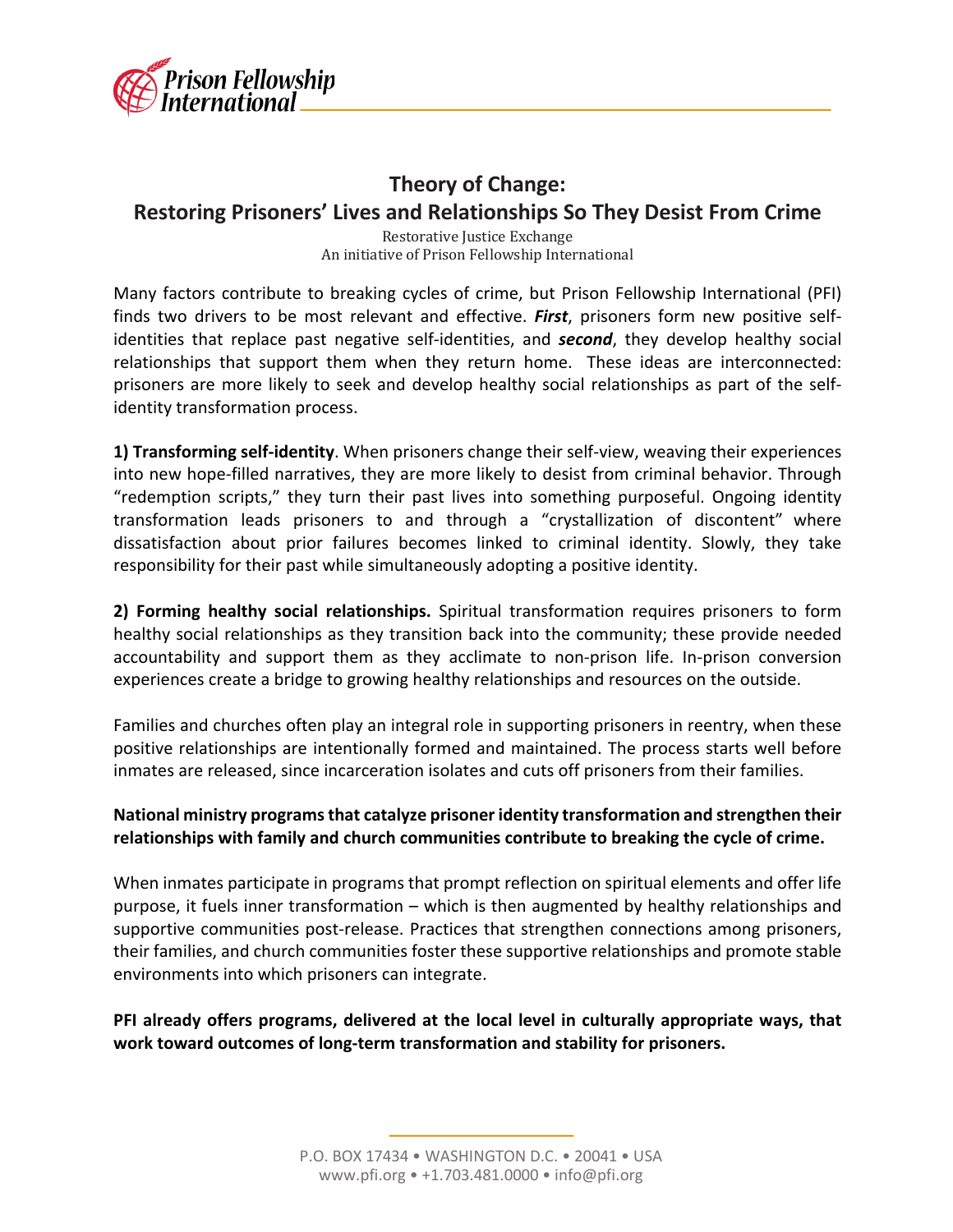# Theory of Change:
# Restoring Prisoners' Lives and Relationships So They Desist From Crime

Restorative Justice Exchange
An initiative of Prison Fellowship International

Many factors contribute to breaking cycles of crime, but Prison Fellowship International (PFI) finds two drivers to be most relevant and effective. ***First***, prisoners form new positive self-identities that replace past negative self-identities, and ***second***, they develop healthy social relationships that support them when they return home. These ideas are interconnected: prisoners are more likely to seek and develop healthy social relationships as part of the self-identity transformation process.

**1) Transforming self-identity**. When prisoners change their self-view, weaving their experiences into new hope-filled narratives, they are more likely to desist from criminal behavior. Through "redemption scripts," they turn their past lives into something purposeful. Ongoing identity transformation leads prisoners to and through a "crystallization of discontent" where dissatisfaction about prior failures becomes linked to criminal identity. Slowly, they take responsibility for their past while simultaneously adopting a positive identity.

**2) Forming healthy social relationships.** Spiritual transformation requires prisoners to form healthy social relationships as they transition back into the community; these provide needed accountability and support them as they acclimate to non-prison life. In-prison conversion experiences create a bridge to growing healthy relationships and resources on the outside.

Families and churches often play an integral role in supporting prisoners in reentry, when these positive relationships are intentionally formed and maintained. The process starts well before inmates are released, since incarceration isolates and cuts off prisoners from their families.

**National ministry programs that catalyze prisoner identity transformation and strengthen their relationships with family and church communities contribute to breaking the cycle of crime.**

When inmates participate in programs that prompt reflection on spiritual elements and offer life purpose, it fuels inner transformation – which is then augmented by healthy relationships and supportive communities post-release. Practices that strengthen connections among prisoners, their families, and church communities foster these supportive relationships and promote stable environments into which prisoners can integrate.

**PFI already offers programs, delivered at the local level in culturally appropriate ways, that work toward outcomes of long-term transformation and stability for prisoners.**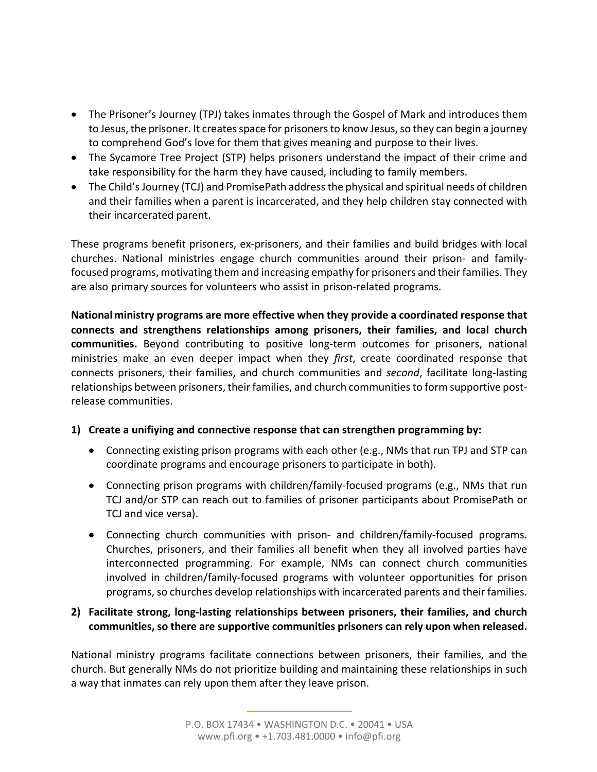- The Prisoner's Journey (TPJ) takes inmates through the Gospel of Mark and introduces them to Jesus, the prisoner. It creates space for prisoners to know Jesus, so they can begin a journey to comprehend God's love for them that gives meaning and purpose to their lives.
- The Sycamore Tree Project (STP) helps prisoners understand the impact of their crime and take responsibility for the harm they have caused, including to family members.
- The Child's Journey (TCJ) and PromisePath address the physical and spiritual needs of children and their families when a parent is incarcerated, and they help children stay connected with their incarcerated parent.

These programs benefit prisoners, ex-prisoners, and their families and build bridges with local churches. National ministries engage church communities around their prison- and family-focused programs, motivating them and increasing empathy for prisoners and their families. They are also primary sources for volunteers who assist in prison-related programs.

**National ministry programs are more effective when they provide a coordinated response that connects and strengthens relationships among prisoners, their families, and local church communities.** Beyond contributing to positive long-term outcomes for prisoners, national ministries make an even deeper impact when they *first*, create coordinated response that connects prisoners, their families, and church communities and *second*, facilitate long-lasting relationships between prisoners, their families, and church communities to form supportive post-release communities.

**1) Create a unifiying and connective response that can strengthen programming by:**

- Connecting existing prison programs with each other (e.g., NMs that run TPJ and STP can coordinate programs and encourage prisoners to participate in both).
- Connecting prison programs with children/family-focused programs (e.g., NMs that run TCJ and/or STP can reach out to families of prisoner participants about PromisePath or TCJ and vice versa).
- Connecting church communities with prison- and children/family-focused programs. Churches, prisoners, and their families all benefit when they all involved parties have interconnected programming. For example, NMs can connect church communities involved in children/family-focused programs with volunteer opportunities for prison programs, so churches develop relationships with incarcerated parents and their families.

**2) Facilitate strong, long-lasting relationships between prisoners, their families, and church communities, so there are supportive communities prisoners can rely upon when released.**

National ministry programs facilitate connections between prisoners, their families, and the church. But generally NMs do not prioritize building and maintaining these relationships in such a way that inmates can rely upon them after they leave prison.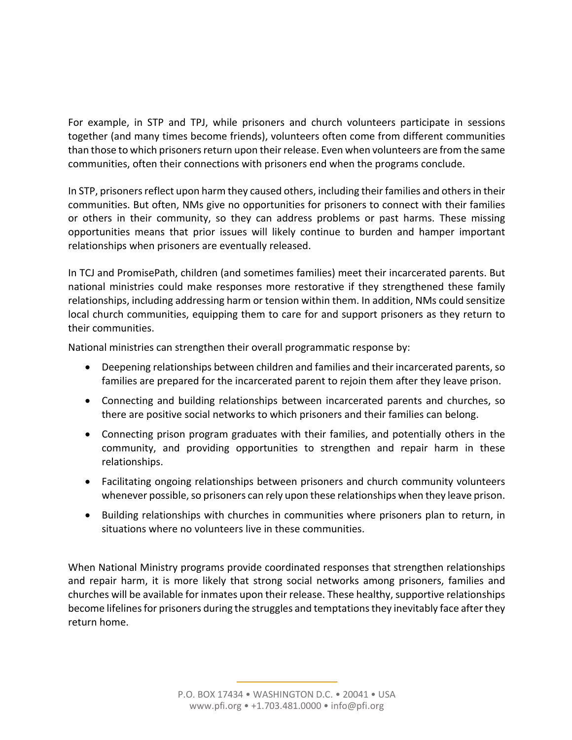For example, in STP and TPJ, while prisoners and church volunteers participate in sessions together (and many times become friends), volunteers often come from different communities than those to which prisoners return upon their release. Even when volunteers are from the same communities, often their connections with prisoners end when the programs conclude.

In STP, prisoners reflect upon harm they caused others, including their families and others in their communities. But often, NMs give no opportunities for prisoners to connect with their families or others in their community, so they can address problems or past harms. These missing opportunities means that prior issues will likely continue to burden and hamper important relationships when prisoners are eventually released.

In TCJ and PromisePath, children (and sometimes families) meet their incarcerated parents. But national ministries could make responses more restorative if they strengthened these family relationships, including addressing harm or tension within them. In addition, NMs could sensitize local church communities, equipping them to care for and support prisoners as they return to their communities.

National ministries can strengthen their overall programmatic response by:

- Deepening relationships between children and families and their incarcerated parents, so families are prepared for the incarcerated parent to rejoin them after they leave prison.
- Connecting and building relationships between incarcerated parents and churches, so there are positive social networks to which prisoners and their families can belong.
- Connecting prison program graduates with their families, and potentially others in the community, and providing opportunities to strengthen and repair harm in these relationships.
- Facilitating ongoing relationships between prisoners and church community volunteers whenever possible, so prisoners can rely upon these relationships when they leave prison.
- Building relationships with churches in communities where prisoners plan to return, in situations where no volunteers live in these communities.

When National Ministry programs provide coordinated responses that strengthen relationships and repair harm, it is more likely that strong social networks among prisoners, families and churches will be available for inmates upon their release. These healthy, supportive relationships become lifelines for prisoners during the struggles and temptations they inevitably face after they return home.